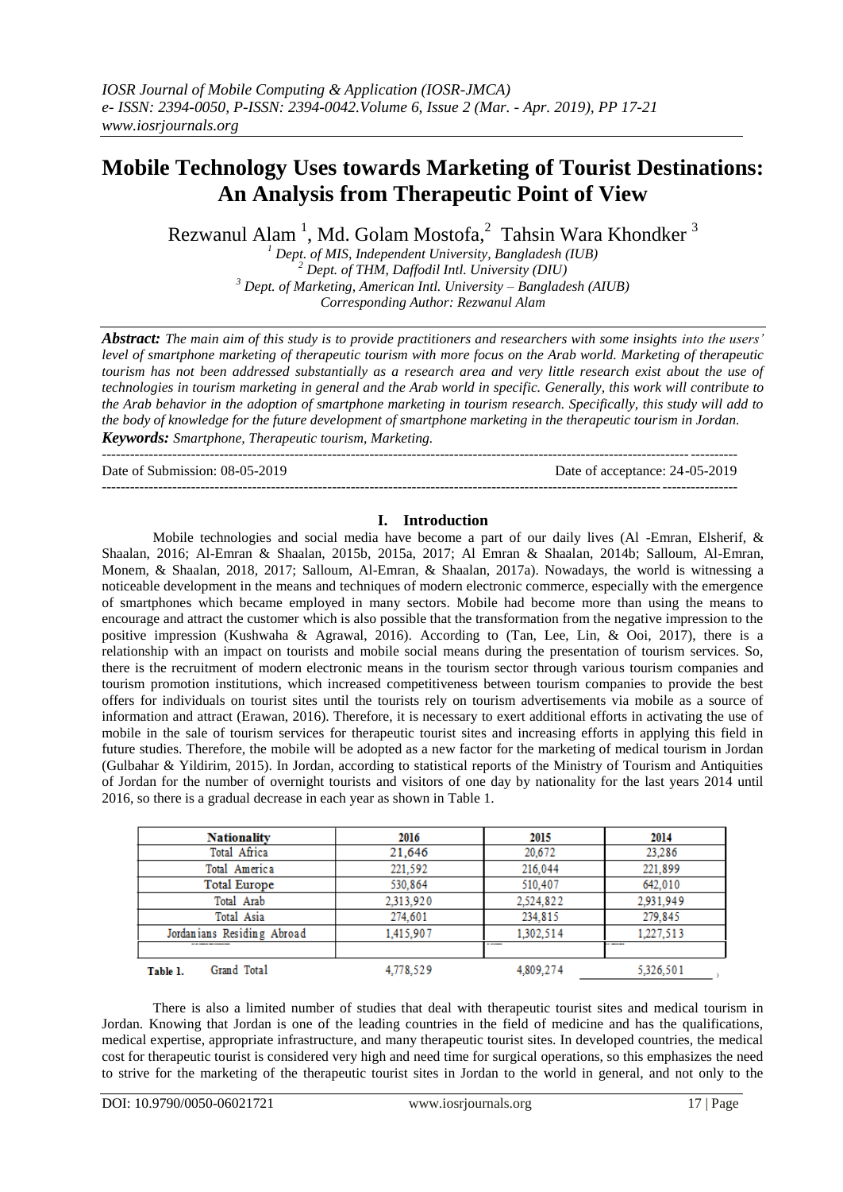# Mobile Technology Uses towards Marketing of Tourist Destinations: An Analysis from Therapeutic Point of View

Rezwanul Alam [1], Md. Golam Mostofa,[2] Tahsin Wara Khondker [3]

[1] Dept. of MIS, Independent University, Bangladesh (IUB)
[2] Dept. of THM, Daffodil Intl. University (DIU)
[3] Dept. of Marketing, American Intl. University – Bangladesh (AIUB)
Corresponding Author: Rezwanul Alam

***Abstract:*** *The main aim of this study is to provide practitioners and researchers with some insights into the users' level of smartphone marketing of therapeutic tourism with more focus on the Arab world. Marketing of therapeutic tourism has not been addressed substantially as a research area and very little research exist about the use of technologies in tourism marketing in general and the Arab world in specific. Generally, this work will contribute to the Arab behavior in the adoption of smartphone marketing in tourism research. Specifically, this study will add to the body of knowledge for the future development of smartphone marketing in the therapeutic tourism in Jordan.*

***Keywords:*** *Smartphone, Therapeutic tourism, Marketing.*

---

Date of Submission: 08-05-2019 | Date of acceptance: 24-05-2019

---

## I. Introduction

Mobile technologies and social media have become a part of our daily lives (Al -Emran, Elsherif, & Shaalan, 2016; Al-Emran & Shaalan, 2015b, 2015a, 2017; Al Emran & Shaalan, 2014b; Salloum, Al-Emran, Monem, & Shaalan, 2018, 2017; Salloum, Al-Emran, & Shaalan, 2017a). Nowadays, the world is witnessing a noticeable development in the means and techniques of modern electronic commerce, especially with the emergence of smartphones which became employed in many sectors. Mobile had become more than using the means to encourage and attract the customer which is also possible that the transformation from the negative impression to the positive impression (Kushwaha & Agrawal, 2016). According to (Tan, Lee, Lin, & Ooi, 2017), there is a relationship with an impact on tourists and mobile social means during the presentation of tourism services. So, there is the recruitment of modern electronic means in the tourism sector through various tourism companies and tourism promotion institutions, which increased competitiveness between tourism companies to provide the best offers for individuals on tourist sites until the tourists rely on tourism advertisements via mobile as a source of information and attract (Erawan, 2016). Therefore, it is necessary to exert additional efforts in activating the use of mobile in the sale of tourism services for therapeutic tourist sites and increasing efforts in applying this field in future studies. Therefore, the mobile will be adopted as a new factor for the marketing of medical tourism in Jordan (Gulbahar & Yildirim, 2015). In Jordan, according to statistical reports of the Ministry of Tourism and Antiquities of Jordan for the number of overnight tourists and visitors of one day by nationality for the last years 2014 until 2016, so there is a gradual decrease in each year as shown in Table 1.

| Nationality | 2016 | 2015 | 2014 |
|---|---|---|---|
| Total Africa | 21,646 | 20,672 | 23,286 |
| Total America | 221,592 | 216,044 | 221,899 |
| Total Europe | 530,864 | 510,407 | 642,010 |
| Total Arab | 2,313,920 | 2,524,822 | 2,931,949 |
| Total Asia | 274,601 | 234,815 | 279,845 |
| Jordanians Residing Abroad | 1,415,907 | 1,302,514 | 1,227,513 |
| | | | |
| Grand Total | 4,778,529 | 4,809,274 | 5,326,501 |

Table 1.

There is also a limited number of studies that deal with therapeutic tourist sites and medical tourism in Jordan. Knowing that Jordan is one of the leading countries in the field of medicine and has the qualifications, medical expertise, appropriate infrastructure, and many therapeutic tourist sites. In developed countries, the medical cost for therapeutic tourist is considered very high and need time for surgical operations, so this emphasizes the need to strive for the marketing of the therapeutic tourist sites in Jordan to the world in general, and not only to the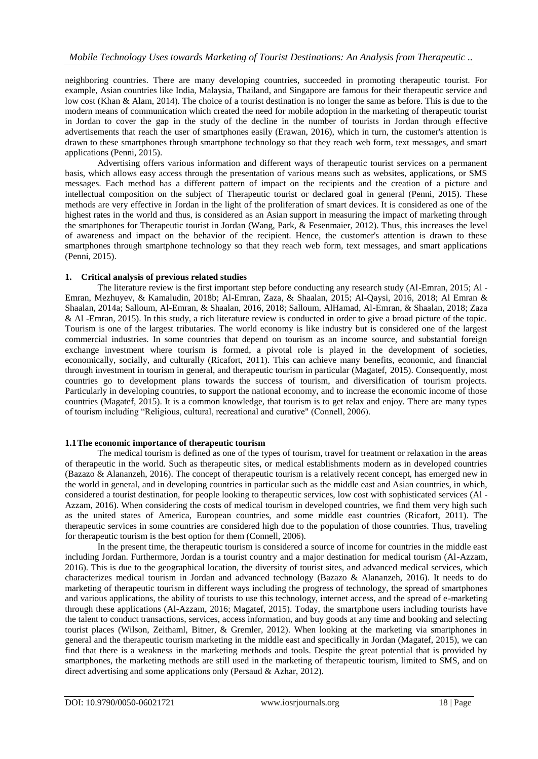neighboring countries. There are many developing countries, succeeded in promoting therapeutic tourist. For example, Asian countries like India, Malaysia, Thailand, and Singapore are famous for their therapeutic service and low cost (Khan & Alam, 2014). The choice of a tourist destination is no longer the same as before. This is due to the modern means of communication which created the need for mobile adoption in the marketing of therapeutic tourist in Jordan to cover the gap in the study of the decline in the number of tourists in Jordan through effective advertisements that reach the user of smartphones easily (Erawan, 2016), which in turn, the customer's attention is drawn to these smartphones through smartphone technology so that they reach web form, text messages, and smart applications (Penni, 2015).

Advertising offers various information and different ways of therapeutic tourist services on a permanent basis, which allows easy access through the presentation of various means such as websites, applications, or SMS messages. Each method has a different pattern of impact on the recipients and the creation of a picture and intellectual composition on the subject of Therapeutic tourist or declared goal in general (Penni, 2015). These methods are very effective in Jordan in the light of the proliferation of smart devices. It is considered as one of the highest rates in the world and thus, is considered as an Asian support in measuring the impact of marketing through the smartphones for Therapeutic tourist in Jordan (Wang, Park, & Fesenmaier, 2012). Thus, this increases the level of awareness and impact on the behavior of the recipient. Hence, the customer's attention is drawn to these smartphones through smartphone technology so that they reach web form, text messages, and smart applications (Penni, 2015).

## 1. Critical analysis of previous related studies

The literature review is the first important step before conducting any research study (Al-Emran, 2015; Al - Emran, Mezhuyev, & Kamaludin, 2018b; Al-Emran, Zaza, & Shaalan, 2015; Al-Qaysi, 2016, 2018; Al Emran & Shaalan, 2014a; Salloum, Al-Emran, & Shaalan, 2016, 2018; Salloum, AlHamad, Al-Emran, & Shaalan, 2018; Zaza & Al -Emran, 2015). In this study, a rich literature review is conducted in order to give a broad picture of the topic. Tourism is one of the largest tributaries. The world economy is like industry but is considered one of the largest commercial industries. In some countries that depend on tourism as an income source, and substantial foreign exchange investment where tourism is formed, a pivotal role is played in the development of societies, economically, socially, and culturally (Ricafort, 2011). This can achieve many benefits, economic, and financial through investment in tourism in general, and therapeutic tourism in particular (Magatef, 2015). Consequently, most countries go to development plans towards the success of tourism, and diversification of tourism projects. Particularly in developing countries, to support the national economy, and to increase the economic income of those countries (Magatef, 2015). It is a common knowledge, that tourism is to get relax and enjoy. There are many types of tourism including "Religious, cultural, recreational and curative" (Connell, 2006).

### 1.1 The economic importance of therapeutic tourism

The medical tourism is defined as one of the types of tourism, travel for treatment or relaxation in the areas of therapeutic in the world. Such as therapeutic sites, or medical establishments modern as in developed countries (Bazazo & Alananzeh, 2016). The concept of therapeutic tourism is a relatively recent concept, has emerged new in the world in general, and in developing countries in particular such as the middle east and Asian countries, in which, considered a tourist destination, for people looking to therapeutic services, low cost with sophisticated services (Al - Azzam, 2016). When considering the costs of medical tourism in developed countries, we find them very high such as the united states of America, European countries, and some middle east countries (Ricafort, 2011). The therapeutic services in some countries are considered high due to the population of those countries. Thus, traveling for therapeutic tourism is the best option for them (Connell, 2006).

In the present time, the therapeutic tourism is considered a source of income for countries in the middle east including Jordan. Furthermore, Jordan is a tourist country and a major destination for medical tourism (Al-Azzam, 2016). This is due to the geographical location, the diversity of tourist sites, and advanced medical services, which characterizes medical tourism in Jordan and advanced technology (Bazazo & Alananzeh, 2016). It needs to do marketing of therapeutic tourism in different ways including the progress of technology, the spread of smartphones and various applications, the ability of tourists to use this technology, internet access, and the spread of e-marketing through these applications (Al-Azzam, 2016; Magatef, 2015). Today, the smartphone users including tourists have the talent to conduct transactions, services, access information, and buy goods at any time and booking and selecting tourist places (Wilson, Zeithaml, Bitner, & Gremler, 2012). When looking at the marketing via smartphones in general and the therapeutic tourism marketing in the middle east and specifically in Jordan (Magatef, 2015), we can find that there is a weakness in the marketing methods and tools. Despite the great potential that is provided by smartphones, the marketing methods are still used in the marketing of therapeutic tourism, limited to SMS, and on direct advertising and some applications only (Persaud & Azhar, 2012).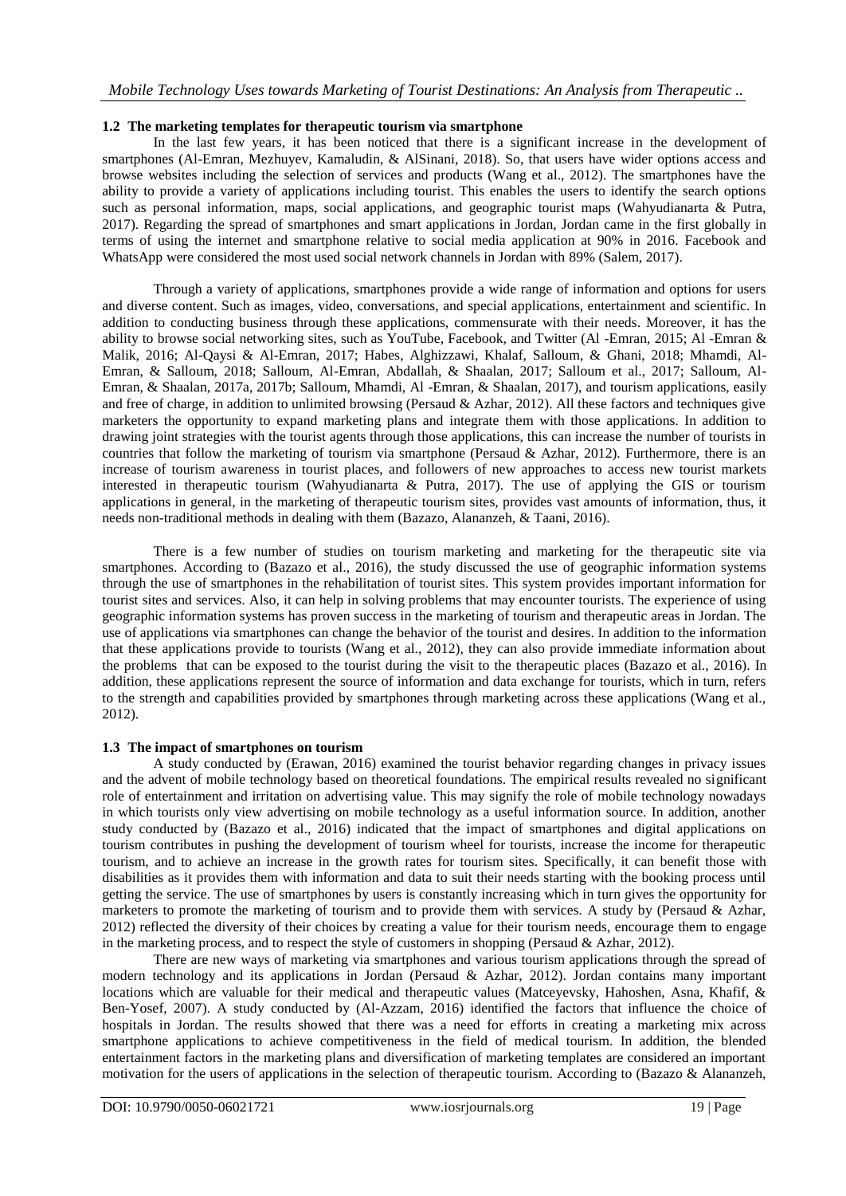### 1.2 The marketing templates for therapeutic tourism via smartphone

In the last few years, it has been noticed that there is a significant increase in the development of smartphones (Al-Emran, Mezhuyev, Kamaludin, & AlSinani, 2018). So, that users have wider options access and browse websites including the selection of services and products (Wang et al., 2012). The smartphones have the ability to provide a variety of applications including tourist. This enables the users to identify the search options such as personal information, maps, social applications, and geographic tourist maps (Wahyudianarta & Putra, 2017). Regarding the spread of smartphones and smart applications in Jordan, Jordan came in the first globally in terms of using the internet and smartphone relative to social media application at 90% in 2016. Facebook and WhatsApp were considered the most used social network channels in Jordan with 89% (Salem, 2017).

Through a variety of applications, smartphones provide a wide range of information and options for users and diverse content. Such as images, video, conversations, and special applications, entertainment and scientific. In addition to conducting business through these applications, commensurate with their needs. Moreover, it has the ability to browse social networking sites, such as YouTube, Facebook, and Twitter (Al -Emran, 2015; Al -Emran & Malik, 2016; Al-Qaysi & Al-Emran, 2017; Habes, Alghizzawi, Khalaf, Salloum, & Ghani, 2018; Mhamdi, Al-Emran, & Salloum, 2018; Salloum, Al-Emran, Abdallah, & Shaalan, 2017; Salloum et al., 2017; Salloum, Al-Emran, & Shaalan, 2017a, 2017b; Salloum, Mhamdi, Al -Emran, & Shaalan, 2017), and tourism applications, easily and free of charge, in addition to unlimited browsing (Persaud & Azhar, 2012). All these factors and techniques give marketers the opportunity to expand marketing plans and integrate them with those applications. In addition to drawing joint strategies with the tourist agents through those applications, this can increase the number of tourists in countries that follow the marketing of tourism via smartphone (Persaud & Azhar, 2012). Furthermore, there is an increase of tourism awareness in tourist places, and followers of new approaches to access new tourist markets interested in therapeutic tourism (Wahyudianarta & Putra, 2017). The use of applying the GIS or tourism applications in general, in the marketing of therapeutic tourism sites, provides vast amounts of information, thus, it needs non-traditional methods in dealing with them (Bazazo, Alananzeh, & Taani, 2016).

There is a few number of studies on tourism marketing and marketing for the therapeutic site via smartphones. According to (Bazazo et al., 2016), the study discussed the use of geographic information systems through the use of smartphones in the rehabilitation of tourist sites. This system provides important information for tourist sites and services. Also, it can help in solving problems that may encounter tourists. The experience of using geographic information systems has proven success in the marketing of tourism and therapeutic areas in Jordan. The use of applications via smartphones can change the behavior of the tourist and desires. In addition to the information that these applications provide to tourists (Wang et al., 2012), they can also provide immediate information about the problems that can be exposed to the tourist during the visit to the therapeutic places (Bazazo et al., 2016). In addition, these applications represent the source of information and data exchange for tourists, which in turn, refers to the strength and capabilities provided by smartphones through marketing across these applications (Wang et al., 2012).

### 1.3 The impact of smartphones on tourism

A study conducted by (Erawan, 2016) examined the tourist behavior regarding changes in privacy issues and the advent of mobile technology based on theoretical foundations. The empirical results revealed no significant role of entertainment and irritation on advertising value. This may signify the role of mobile technology nowadays in which tourists only view advertising on mobile technology as a useful information source. In addition, another study conducted by (Bazazo et al., 2016) indicated that the impact of smartphones and digital applications on tourism contributes in pushing the development of tourism wheel for tourists, increase the income for therapeutic tourism, and to achieve an increase in the growth rates for tourism sites. Specifically, it can benefit those with disabilities as it provides them with information and data to suit their needs starting with the booking process until getting the service. The use of smartphones by users is constantly increasing which in turn gives the opportunity for marketers to promote the marketing of tourism and to provide them with services. A study by (Persaud & Azhar, 2012) reflected the diversity of their choices by creating a value for their tourism needs, encourage them to engage in the marketing process, and to respect the style of customers in shopping (Persaud & Azhar, 2012).

There are new ways of marketing via smartphones and various tourism applications through the spread of modern technology and its applications in Jordan (Persaud & Azhar, 2012). Jordan contains many important locations which are valuable for their medical and therapeutic values (Matceyevsky, Hahoshen, Asna, Khafif, & Ben-Yosef, 2007). A study conducted by (Al-Azzam, 2016) identified the factors that influence the choice of hospitals in Jordan. The results showed that there was a need for efforts in creating a marketing mix across smartphone applications to achieve competitiveness in the field of medical tourism. In addition, the blended entertainment factors in the marketing plans and diversification of marketing templates are considered an important motivation for the users of applications in the selection of therapeutic tourism. According to (Bazazo & Alananzeh,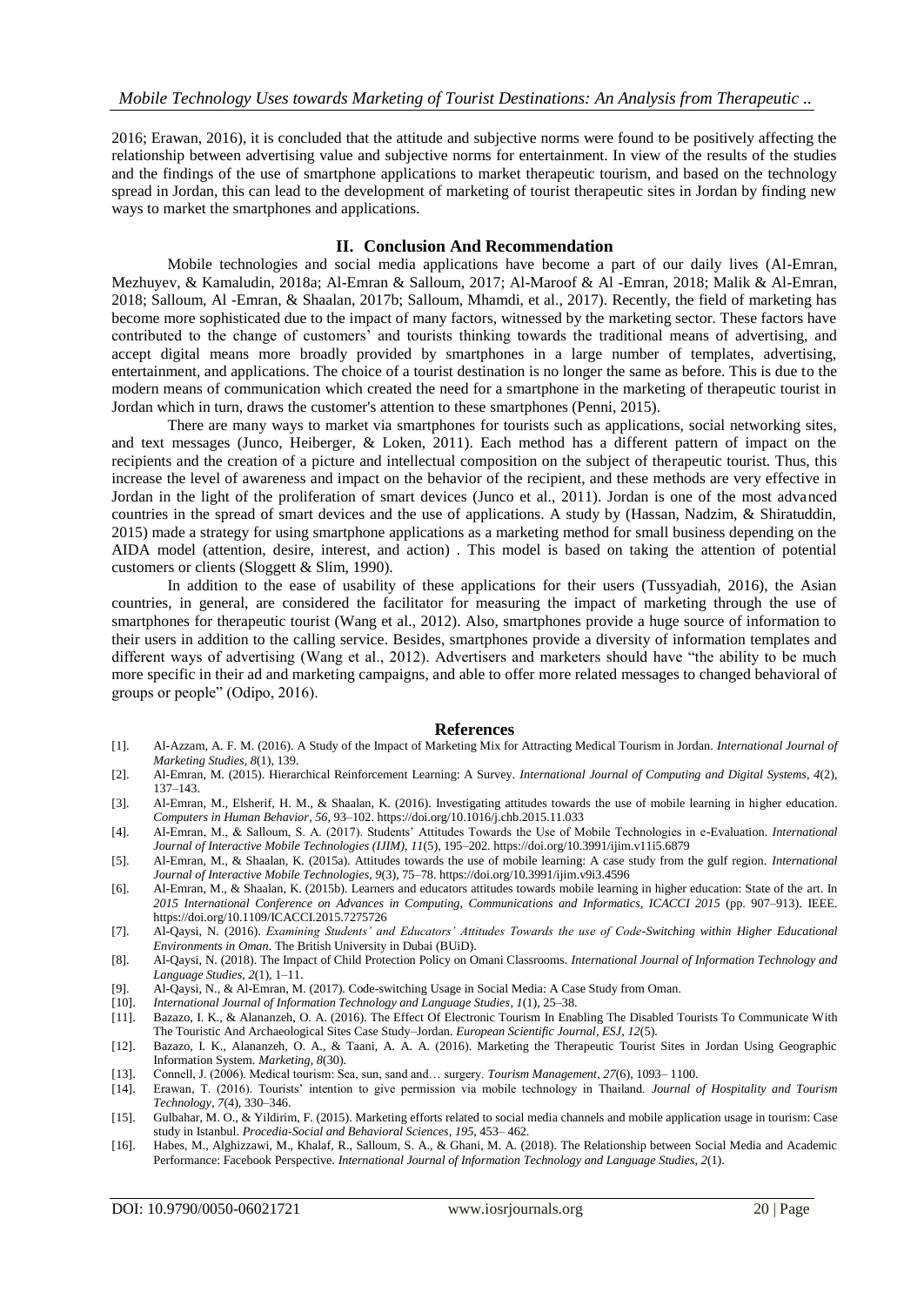2016; Erawan, 2016), it is concluded that the attitude and subjective norms were found to be positively affecting the relationship between advertising value and subjective norms for entertainment. In view of the results of the studies and the findings of the use of smartphone applications to market therapeutic tourism, and based on the technology spread in Jordan, this can lead to the development of marketing of tourist therapeutic sites in Jordan by finding new ways to market the smartphones and applications.

## II. Conclusion And Recommendation

Mobile technologies and social media applications have become a part of our daily lives (Al-Emran, Mezhuyev, & Kamaludin, 2018a; Al-Emran & Salloum, 2017; Al-Maroof & Al -Emran, 2018; Malik & Al-Emran, 2018; Salloum, Al -Emran, & Shaalan, 2017b; Salloum, Mhamdi, et al., 2017). Recently, the field of marketing has become more sophisticated due to the impact of many factors, witnessed by the marketing sector. These factors have contributed to the change of customers' and tourists thinking towards the traditional means of advertising, and accept digital means more broadly provided by smartphones in a large number of templates, advertising, entertainment, and applications. The choice of a tourist destination is no longer the same as before. This is due to the modern means of communication which created the need for a smartphone in the marketing of therapeutic tourist in Jordan which in turn, draws the customer's attention to these smartphones (Penni, 2015).

There are many ways to market via smartphones for tourists such as applications, social networking sites, and text messages (Junco, Heiberger, & Loken, 2011). Each method has a different pattern of impact on the recipients and the creation of a picture and intellectual composition on the subject of therapeutic tourist. Thus, this increase the level of awareness and impact on the behavior of the recipient, and these methods are very effective in Jordan in the light of the proliferation of smart devices (Junco et al., 2011). Jordan is one of the most advanced countries in the spread of smart devices and the use of applications. A study by (Hassan, Nadzim, & Shiratuddin, 2015) made a strategy for using smartphone applications as a marketing method for small business depending on the AIDA model (attention, desire, interest, and action) . This model is based on taking the attention of potential customers or clients (Sloggett & Slim, 1990).

In addition to the ease of usability of these applications for their users (Tussyadiah, 2016), the Asian countries, in general, are considered the facilitator for measuring the impact of marketing through the use of smartphones for therapeutic tourist (Wang et al., 2012). Also, smartphones provide a huge source of information to their users in addition to the calling service. Besides, smartphones provide a diversity of information templates and different ways of advertising (Wang et al., 2012). Advertisers and marketers should have "the ability to be much more specific in their ad and marketing campaigns, and able to offer more related messages to changed behavioral of groups or people" (Odipo, 2016).

## References

[1]. Al-Azzam, A. F. M. (2016). A Study of the Impact of Marketing Mix for Attracting Medical Tourism in Jordan. *International Journal of Marketing Studies*, *8*(1), 139.

[2]. Al-Emran, M. (2015). Hierarchical Reinforcement Learning: A Survey. *International Journal of Computing and Digital Systems*, *4*(2), 137–143.

[3]. Al-Emran, M., Elsherif, H. M., & Shaalan, K. (2016). Investigating attitudes towards the use of mobile learning in higher education. *Computers in Human Behavior*, *56*, 93–102. https://doi.org/10.1016/j.chb.2015.11.033

[4]. Al-Emran, M., & Salloum, S. A. (2017). Students' Attitudes Towards the Use of Mobile Technologies in e-Evaluation. *International Journal of Interactive Mobile Technologies (IJIM)*, *11*(5), 195–202. https://doi.org/10.3991/ijim.v11i5.6879

[5]. Al-Emran, M., & Shaalan, K. (2015a). Attitudes towards the use of mobile learning: A case study from the gulf region. *International Journal of Interactive Mobile Technologies*, *9*(3), 75–78. https://doi.org/10.3991/ijim.v9i3.4596

[6]. Al-Emran, M., & Shaalan, K. (2015b). Learners and educators attitudes towards mobile learning in higher education: State of the art. In *2015 International Conference on Advances in Computing, Communications and Informatics, ICACCI 2015* (pp. 907–913). IEEE. https://doi.org/10.1109/ICACCI.2015.7275726

[7]. Al-Qaysi, N. (2016). *Examining Students' and Educators' Attitudes Towards the use of Code-Switching within Higher Educational Environments in Oman*. The British University in Dubai (BUiD).

[8]. Al-Qaysi, N. (2018). The Impact of Child Protection Policy on Omani Classrooms. *International Journal of Information Technology and Language Studies*, *2*(1), 1–11.

[9]. Al-Qaysi, N., & Al-Emran, M. (2017). Code-switching Usage in Social Media: A Case Study from Oman.

[10]. *International Journal of Information Technology and Language Studies*, *1*(1), 25–38.

[11]. Bazazo, I. K., & Alananzeh, O. A. (2016). The Effect Of Electronic Tourism In Enabling The Disabled Tourists To Communicate With The Touristic And Archaeological Sites Case Study–Jordan. *European Scientific Journal, ESJ*, *12*(5).

[12]. Bazazo, I. K., Alananzeh, O. A., & Taani, A. A. A. (2016). Marketing the Therapeutic Tourist Sites in Jordan Using Geographic Information System. *Marketing*, *8*(30).

[13]. Connell, J. (2006). Medical tourism: Sea, sun, sand and… surgery. *Tourism Management*, *27*(6), 1093– 1100.

[14]. Erawan, T. (2016). Tourists' intention to give permission via mobile technology in Thailand. *Journal of Hospitality and Tourism Technology*, *7*(4), 330–346.

[15]. Gulbahar, M. O., & Yildirim, F. (2015). Marketing efforts related to social media channels and mobile application usage in tourism: Case study in Istanbul. *Procedia-Social and Behavioral Sciences*, *195*, 453– 462.

[16]. Habes, M., Alghizzawi, M., Khalaf, R., Salloum, S. A., & Ghani, M. A. (2018). The Relationship between Social Media and Academic Performance: Facebook Perspective. *International Journal of Information Technology and Language Studies*, *2*(1).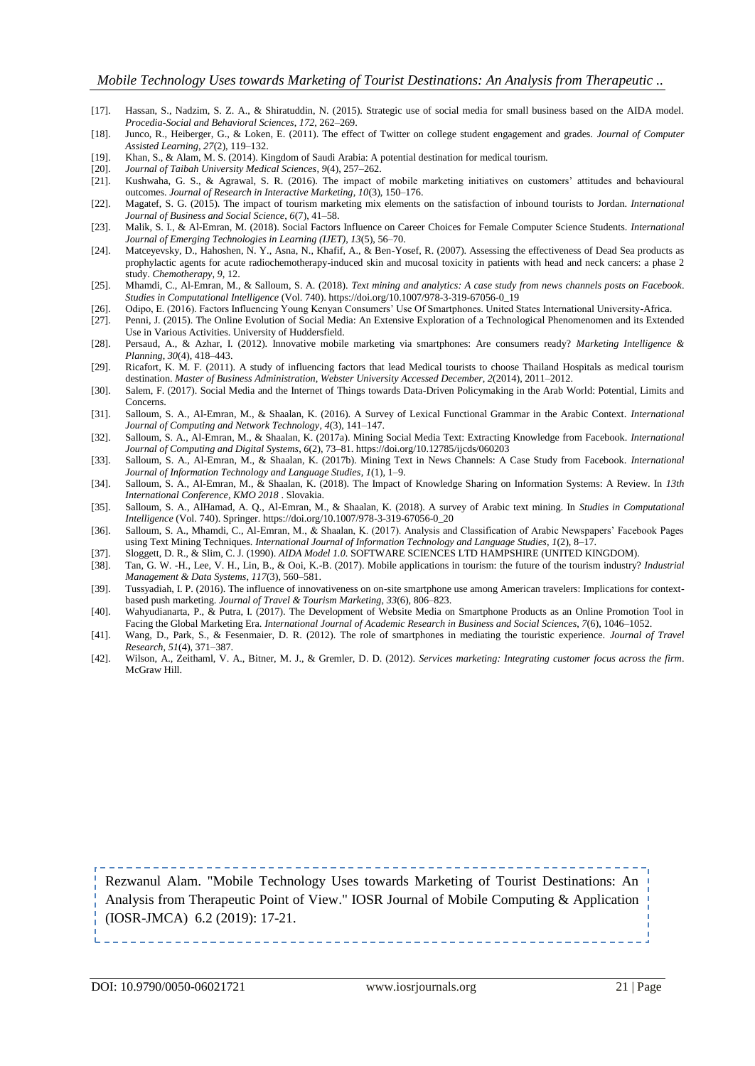[17]. Hassan, S., Nadzim, S. Z. A., & Shiratuddin, N. (2015). Strategic use of social media for small business based on the AIDA model. *Procedia-Social and Behavioral Sciences*, *172*, 262–269.

[18]. Junco, R., Heiberger, G., & Loken, E. (2011). The effect of Twitter on college student engagement and grades. *Journal of Computer Assisted Learning*, *27*(2), 119–132.

[19]. Khan, S., & Alam, M. S. (2014). Kingdom of Saudi Arabia: A potential destination for medical tourism.

[20]. *Journal of Taibah University Medical Sciences*, *9*(4), 257–262.

[21]. Kushwaha, G. S., & Agrawal, S. R. (2016). The impact of mobile marketing initiatives on customers' attitudes and behavioural outcomes. *Journal of Research in Interactive Marketing*, *10*(3), 150–176.

[22]. Magatef, S. G. (2015). The impact of tourism marketing mix elements on the satisfaction of inbound tourists to Jordan. *International Journal of Business and Social Science*, *6*(7), 41–58.

[23]. Malik, S. I., & Al-Emran, M. (2018). Social Factors Influence on Career Choices for Female Computer Science Students. *International Journal of Emerging Technologies in Learning (IJET)*, *13*(5), 56–70.

[24]. Matceyevsky, D., Hahoshen, N. Y., Asna, N., Khafif, A., & Ben-Yosef, R. (2007). Assessing the effectiveness of Dead Sea products as prophylactic agents for acute radiochemotherapy-induced skin and mucosal toxicity in patients with head and neck cancers: a phase 2 study. *Chemotherapy*, *9*, 12.

[25]. Mhamdi, C., Al-Emran, M., & Salloum, S. A. (2018). *Text mining and analytics: A case study from news channels posts on Facebook*. *Studies in Computational Intelligence* (Vol. 740). https://doi.org/10.1007/978-3-319-67056-0_19

[26]. Odipo, E. (2016). Factors Influencing Young Kenyan Consumers' Use Of Smartphones. United States International University-Africa.

[27]. Penni, J. (2015). The Online Evolution of Social Media: An Extensive Exploration of a Technological Phenomenomen and its Extended Use in Various Activities. University of Huddersfield.

[28]. Persaud, A., & Azhar, I. (2012). Innovative mobile marketing via smartphones: Are consumers ready? *Marketing Intelligence & Planning*, *30*(4), 418–443.

[29]. Ricafort, K. M. F. (2011). A study of influencing factors that lead Medical tourists to choose Thailand Hospitals as medical tourism destination. *Master of Business Administration, Webster University Accessed December*, *2*(2014), 2011–2012.

[30]. Salem, F. (2017). Social Media and the Internet of Things towards Data-Driven Policymaking in the Arab World: Potential, Limits and Concerns.

[31]. Salloum, S. A., Al-Emran, M., & Shaalan, K. (2016). A Survey of Lexical Functional Grammar in the Arabic Context. *International Journal of Computing and Network Technology*, *4*(3), 141–147.

[32]. Salloum, S. A., Al-Emran, M., & Shaalan, K. (2017a). Mining Social Media Text: Extracting Knowledge from Facebook. *International Journal of Computing and Digital Systems*, *6*(2), 73–81. https://doi.org/10.12785/ijcds/060203

[33]. Salloum, S. A., Al-Emran, M., & Shaalan, K. (2017b). Mining Text in News Channels: A Case Study from Facebook. *International Journal of Information Technology and Language Studies*, *1*(1), 1–9.

[34]. Salloum, S. A., Al-Emran, M., & Shaalan, K. (2018). The Impact of Knowledge Sharing on Information Systems: A Review. In *13th International Conference, KMO 2018* . Slovakia.

[35]. Salloum, S. A., AlHamad, A. Q., Al-Emran, M., & Shaalan, K. (2018). A survey of Arabic text mining. In *Studies in Computational Intelligence* (Vol. 740). Springer. https://doi.org/10.1007/978-3-319-67056-0_20

[36]. Salloum, S. A., Mhamdi, C., Al-Emran, M., & Shaalan, K. (2017). Analysis and Classification of Arabic Newspapers' Facebook Pages using Text Mining Techniques. *International Journal of Information Technology and Language Studies*, *1*(2), 8–17.

[37]. Sloggett, D. R., & Slim, C. J. (1990). *AIDA Model 1.0*. SOFTWARE SCIENCES LTD HAMPSHIRE (UNITED KINGDOM).

[38]. Tan, G. W. -H., Lee, V. H., Lin, B., & Ooi, K.-B. (2017). Mobile applications in tourism: the future of the tourism industry? *Industrial Management & Data Systems*, *117*(3), 560–581.

[39]. Tussyadiah, I. P. (2016). The influence of innovativeness on on-site smartphone use among American travelers: Implications for context-based push marketing. *Journal of Travel & Tourism Marketing*, *33*(6), 806–823.

[40]. Wahyudianarta, P., & Putra, I. (2017). The Development of Website Media on Smartphone Products as an Online Promotion Tool in Facing the Global Marketing Era. *International Journal of Academic Research in Business and Social Sciences*, *7*(6), 1046–1052.

[41]. Wang, D., Park, S., & Fesenmaier, D. R. (2012). The role of smartphones in mediating the touristic experience. *Journal of Travel Research*, *51*(4), 371–387.

[42]. Wilson, A., Zeithaml, V. A., Bitner, M. J., & Gremler, D. D. (2012). *Services marketing: Integrating customer focus across the firm*. McGraw Hill.

Rezwanul Alam. "Mobile Technology Uses towards Marketing of Tourist Destinations: An Analysis from Therapeutic Point of View." IOSR Journal of Mobile Computing & Application (IOSR-JMCA) 6.2 (2019): 17-21.